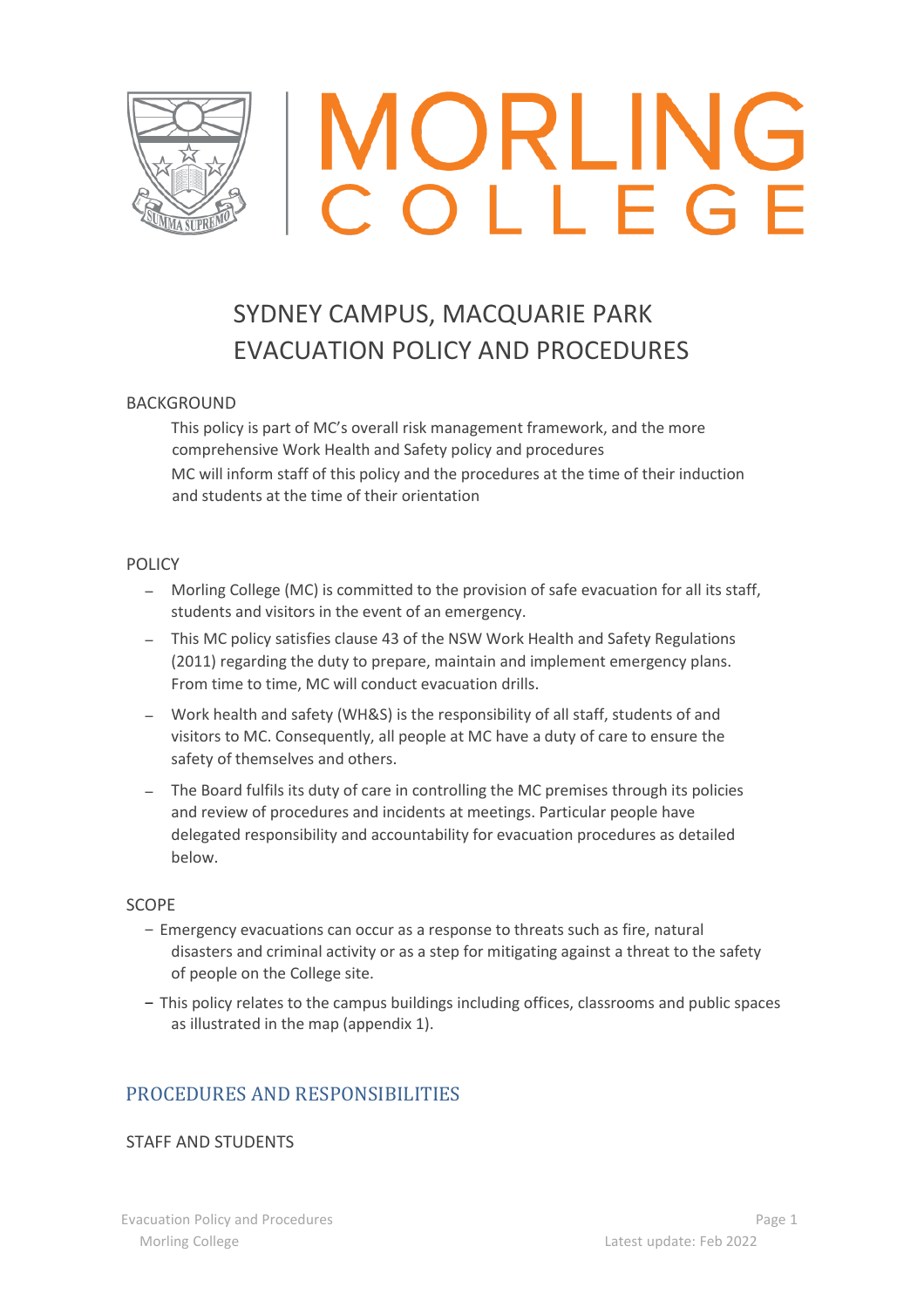# MORLING COLLEGE

## SYDNEY CAMPUS, MACQUARIE PARK EVACUATION POLICY AND PROCEDURES

### BACKGROUND

This policy is part of MC's overall risk management framework, and the more comprehensive Work Health and Safety policy and procedures

MC will inform staff of this policy and the procedures at the time of their induction and students at the time of their orientation

### POLICY

- Morling College (MC) is committed to the provision of safe evacuation for all its staff, students and visitors in the event of an emergency.
- This MC policy satisfies clause 43 of the NSW Work Health and Safety Regulations (2011) regarding the duty to prepare, maintain and implement emergency plans. From time to time, MC will conduct evacuation drills.
- Work health and safety (WH&S) is the responsibility of all staff, students of and visitors to MC. Consequently, all people at MC have a duty of care to ensure the safety of themselves and others.
- The Board fulfils its duty of care in controlling the MC premises through its policies and review of procedures and incidents at meetings. Particular people have delegated responsibility and accountability for evacuation procedures as detailed below.

### SCOPE

- Emergency evacuations can occur as a response to threats such as fire, natural disasters and criminal activity or as a step for mitigating against a threat to the safety of people on the College site.
- This policy relates to the campus buildings including offices, classrooms and public spaces as illustrated in the map (appendix 1).

## PROCEDURES AND RESPONSIBILITIES

### STAFF AND STUDENTS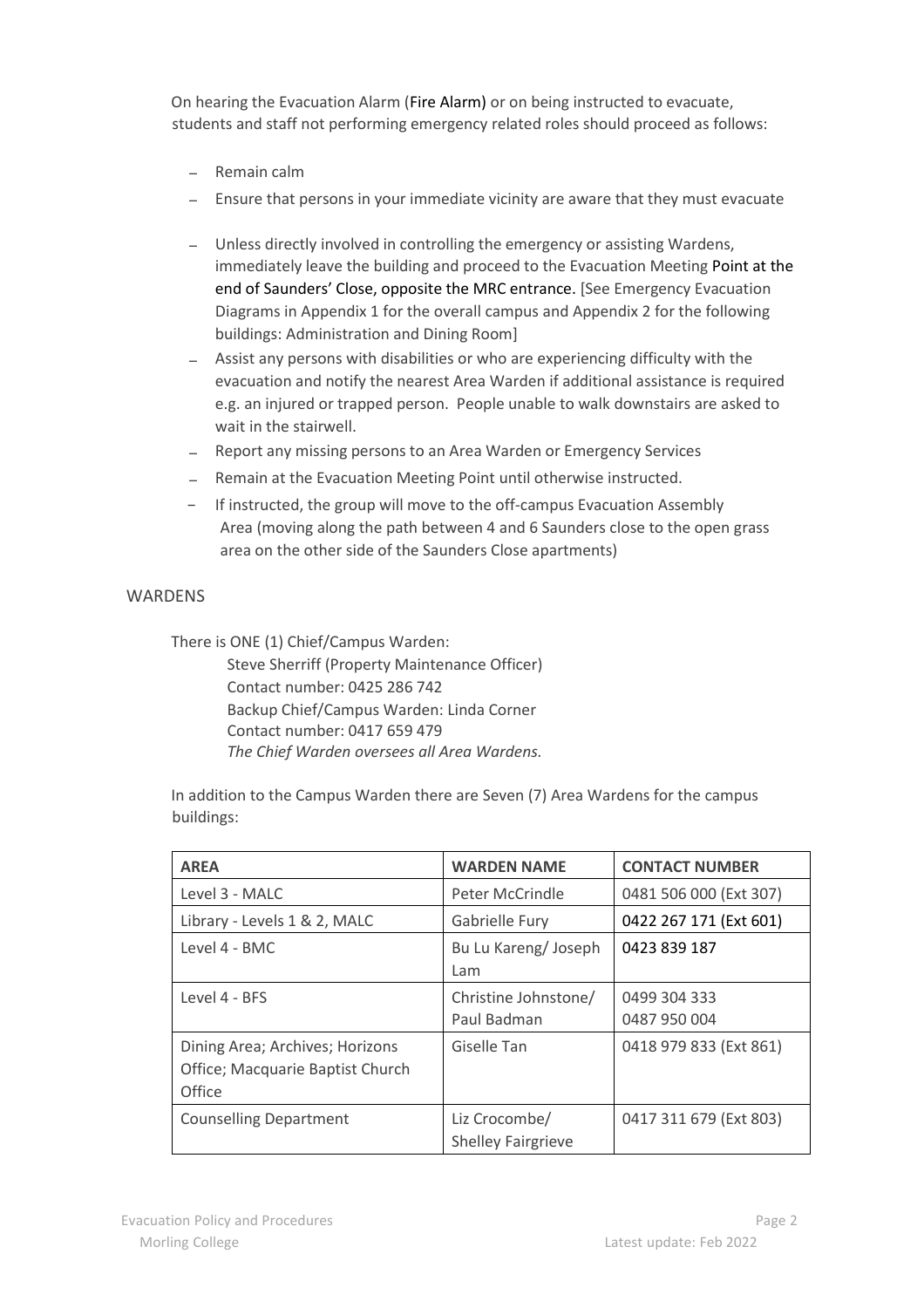On hearing the Evacuation Alarm (Fire Alarm) or on being instructed to evacuate, students and staff not performing emergency related roles should proceed as follows:

- Remain calm
- Ensure that persons in your immediate vicinity are aware that they must evacuate
- Unless directly involved in controlling the emergency or assisting Wardens, immediately leave the building and proceed to the Evacuation Meeting Point at the end of Saunders' Close, opposite the MRC entrance. [See Emergency Evacuation Diagrams in Appendix 1 for the overall campus and Appendix 2 for the following buildings: Administration and Dining Room]
- Assist any persons with disabilities or who are experiencing difficulty with the evacuation and notify the nearest Area Warden if additional assistance is required e.g. an injured or trapped person. People unable to walk downstairs are asked to wait in the stairwell.
- Report any missing persons to an Area Warden or Emergency Services
- Remain at the Evacuation Meeting Point until otherwise instructed.
- If instructed, the group will move to the off-campus Evacuation Assembly Area (moving along the path between 4 and 6 Saunders close to the open grass area on the other side of the Saunders Close apartments)

## WARDENS

There is ONE (1) Chief/Campus Warden:

Steve Sherriff (Property Maintenance Officer)
Contact number: 0425 286 742
Backup Chief/Campus Warden: Linda Corner
Contact number: 0417 659 479
*The Chief Warden oversees all Area Wardens.*

In addition to the Campus Warden there are Seven (7) Area Wardens for the campus buildings:

| AREA | WARDEN NAME | CONTACT NUMBER |
|---|---|---|
| Level 3 - MALC | Peter McCrindle | 0481 506 000 (Ext 307) |
| Library - Levels 1 & 2, MALC | Gabrielle Fury | 0422 267 171 (Ext 601) |
| Level 4 - BMC | Bu Lu Kareng/ Joseph Lam | 0423 839 187 |
| Level 4 - BFS | Christine Johnstone/ Paul Badman | 0499 304 333<br>0487 950 004 |
| Dining Area; Archives; Horizons Office; Macquarie Baptist Church Office | Giselle Tan | 0418 979 833 (Ext 861) |
| Counselling Department | Liz Crocombe/ Shelley Fairgrieve | 0417 311 679 (Ext 803) |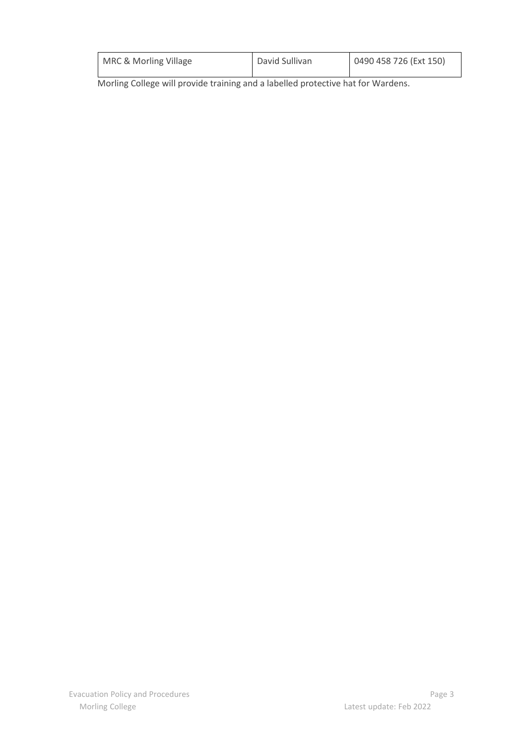| MRC & Morling Village | David Sullivan | 0490 458 726 (Ext 150) |
|---|---|---|

Morling College will provide training and a labelled protective hat for Wardens.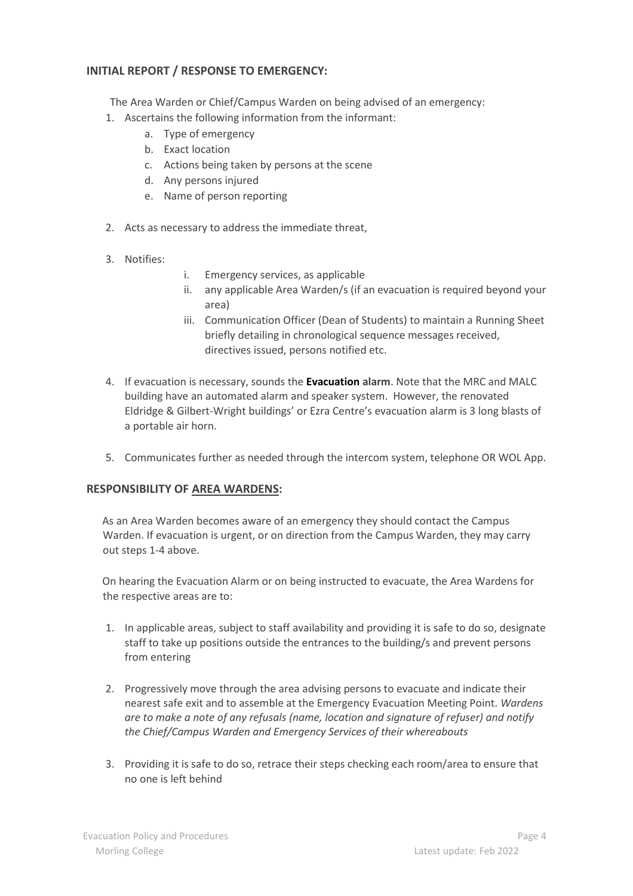## INITIAL REPORT / RESPONSE TO EMERGENCY:

The Area Warden or Chief/Campus Warden on being advised of an emergency:

1. Ascertains the following information from the informant:
    a. Type of emergency
    b. Exact location
    c. Actions being taken by persons at the scene
    d. Any persons injured
    e. Name of person reporting

2. Acts as necessary to address the immediate threat,

3. Notifies:
    i. Emergency services, as applicable
    ii. any applicable Area Warden/s (if an evacuation is required beyond your area)
    iii. Communication Officer (Dean of Students) to maintain a Running Sheet briefly detailing in chronological sequence messages received, directives issued, persons notified etc.

4. If evacuation is necessary, sounds the **Evacuation alarm**. Note that the MRC and MALC building have an automated alarm and speaker system. However, the renovated Eldridge & Gilbert-Wright buildings' or Ezra Centre's evacuation alarm is 3 long blasts of a portable air horn.

5. Communicates further as needed through the intercom system, telephone OR WOL App.

## RESPONSIBILITY OF AREA WARDENS:

As an Area Warden becomes aware of an emergency they should contact the Campus Warden. If evacuation is urgent, or on direction from the Campus Warden, they may carry out steps 1-4 above.

On hearing the Evacuation Alarm or on being instructed to evacuate, the Area Wardens for the respective areas are to:

1. In applicable areas, subject to staff availability and providing it is safe to do so, designate staff to take up positions outside the entrances to the building/s and prevent persons from entering

2. Progressively move through the area advising persons to evacuate and indicate their nearest safe exit and to assemble at the Emergency Evacuation Meeting Point. *Wardens are to make a note of any refusals (name, location and signature of refuser) and notify the Chief/Campus Warden and Emergency Services of their whereabouts*

3. Providing it is safe to do so, retrace their steps checking each room/area to ensure that no one is left behind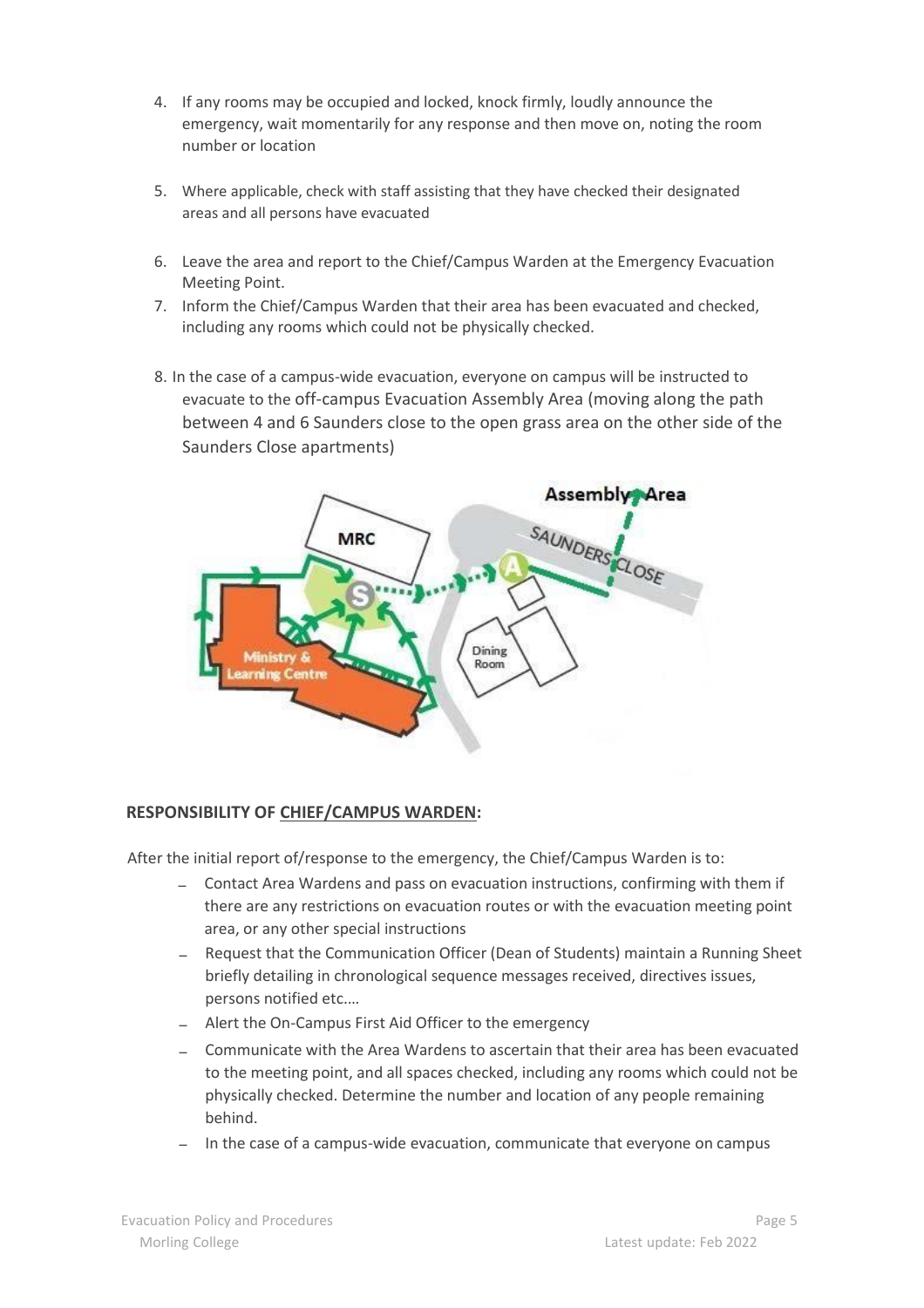4. If any rooms may be occupied and locked, knock firmly, loudly announce the emergency, wait momentarily for any response and then move on, noting the room number or location
5. Where applicable, check with staff assisting that they have checked their designated areas and all persons have evacuated
6. Leave the area and report to the Chief/Campus Warden at the Emergency Evacuation Meeting Point.
7. Inform the Chief/Campus Warden that their area has been evacuated and checked, including any rooms which could not be physically checked.
8. In the case of a campus-wide evacuation, everyone on campus will be instructed to evacuate to the off-campus Evacuation Assembly Area (moving along the path between 4 and 6 Saunders close to the open grass area on the other side of the Saunders Close apartments)

**RESPONSIBILITY OF CHIEF/CAMPUS WARDEN:**

After the initial report of/response to the emergency, the Chief/Campus Warden is to:

- Contact Area Wardens and pass on evacuation instructions, confirming with them if there are any restrictions on evacuation routes or with the evacuation meeting point area, or any other special instructions
- Request that the Communication Officer (Dean of Students) maintain a Running Sheet briefly detailing in chronological sequence messages received, directives issues, persons notified etc.…
- Alert the On-Campus First Aid Officer to the emergency
- Communicate with the Area Wardens to ascertain that their area has been evacuated to the meeting point, and all spaces checked, including any rooms which could not be physically checked. Determine the number and location of any people remaining behind.
- In the case of a campus-wide evacuation, communicate that everyone on campus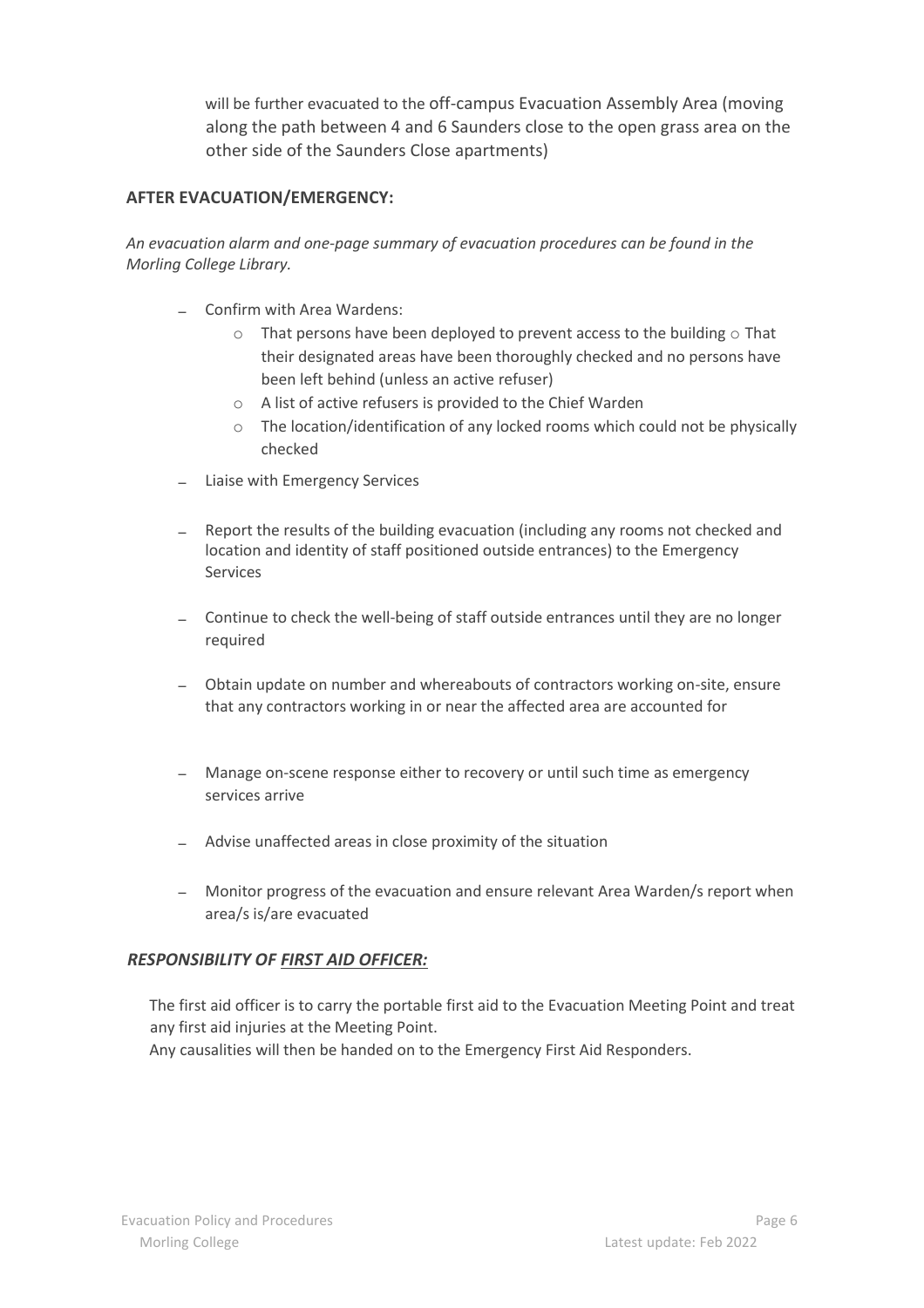will be further evacuated to the off-campus Evacuation Assembly Area (moving along the path between 4 and 6 Saunders close to the open grass area on the other side of the Saunders Close apartments)

**AFTER EVACUATION/EMERGENCY:**

*An evacuation alarm and one-page summary of evacuation procedures can be found in the Morling College Library.*

- Confirm with Area Wardens:
  - That persons have been deployed to prevent access to the building
  - That their designated areas have been thoroughly checked and no persons have been left behind (unless an active refuser)
  - A list of active refusers is provided to the Chief Warden
  - The location/identification of any locked rooms which could not be physically checked
- Liaise with Emergency Services
- Report the results of the building evacuation (including any rooms not checked and location and identity of staff positioned outside entrances) to the Emergency Services
- Continue to check the well-being of staff outside entrances until they are no longer required
- Obtain update on number and whereabouts of contractors working on-site, ensure that any contractors working in or near the affected area are accounted for
- Manage on-scene response either to recovery or until such time as emergency services arrive
- Advise unaffected areas in close proximity of the situation
- Monitor progress of the evacuation and ensure relevant Area Warden/s report when area/s is/are evacuated

***RESPONSIBILITY OF FIRST AID OFFICER:***

The first aid officer is to carry the portable first aid to the Evacuation Meeting Point and treat any first aid injuries at the Meeting Point.
Any causalities will then be handed on to the Emergency First Aid Responders.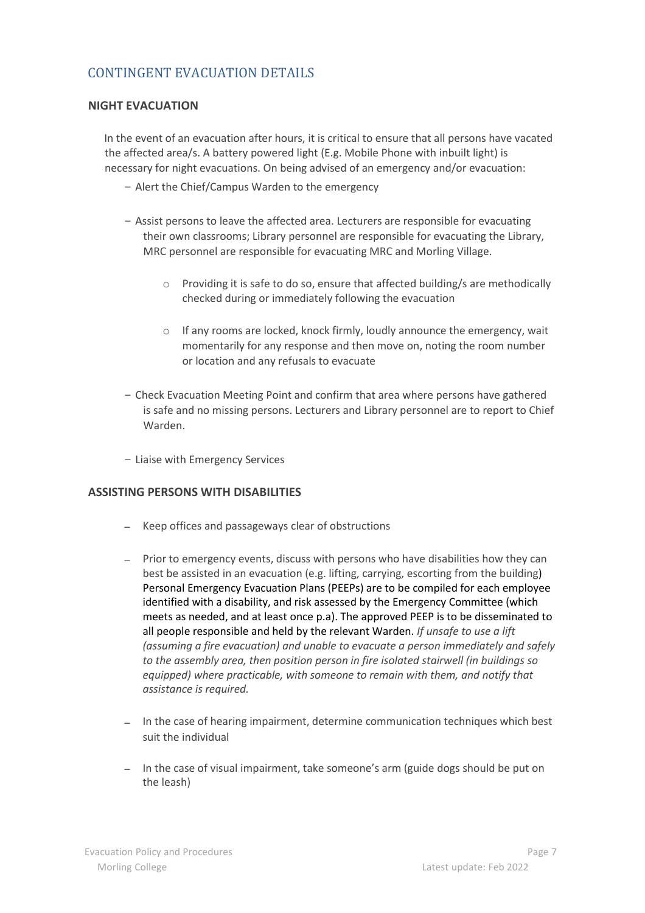## CONTINGENT EVACUATION DETAILS

### NIGHT EVACUATION

In the event of an evacuation after hours, it is critical to ensure that all persons have vacated the affected area/s. A battery powered light (E.g. Mobile Phone with inbuilt light) is necessary for night evacuations. On being advised of an emergency and/or evacuation:

- Alert the Chief/Campus Warden to the emergency
- Assist persons to leave the affected area. Lecturers are responsible for evacuating their own classrooms; Library personnel are responsible for evacuating the Library, MRC personnel are responsible for evacuating MRC and Morling Village.
  - Providing it is safe to do so, ensure that affected building/s are methodically checked during or immediately following the evacuation
  - If any rooms are locked, knock firmly, loudly announce the emergency, wait momentarily for any response and then move on, noting the room number or location and any refusals to evacuate
- Check Evacuation Meeting Point and confirm that area where persons have gathered is safe and no missing persons. Lecturers and Library personnel are to report to Chief Warden.
- Liaise with Emergency Services

### ASSISTING PERSONS WITH DISABILITIES

- Keep offices and passageways clear of obstructions
- Prior to emergency events, discuss with persons who have disabilities how they can best be assisted in an evacuation (e.g. lifting, carrying, escorting from the building) Personal Emergency Evacuation Plans (PEEPs) are to be compiled for each employee identified with a disability, and risk assessed by the Emergency Committee (which meets as needed, and at least once p.a). The approved PEEP is to be disseminated to all people responsible and held by the relevant Warden. *If unsafe to use a lift (assuming a fire evacuation) and unable to evacuate a person immediately and safely to the assembly area, then position person in fire isolated stairwell (in buildings so equipped) where practicable, with someone to remain with them, and notify that assistance is required.*
- In the case of hearing impairment, determine communication techniques which best suit the individual
- In the case of visual impairment, take someone's arm (guide dogs should be put on the leash)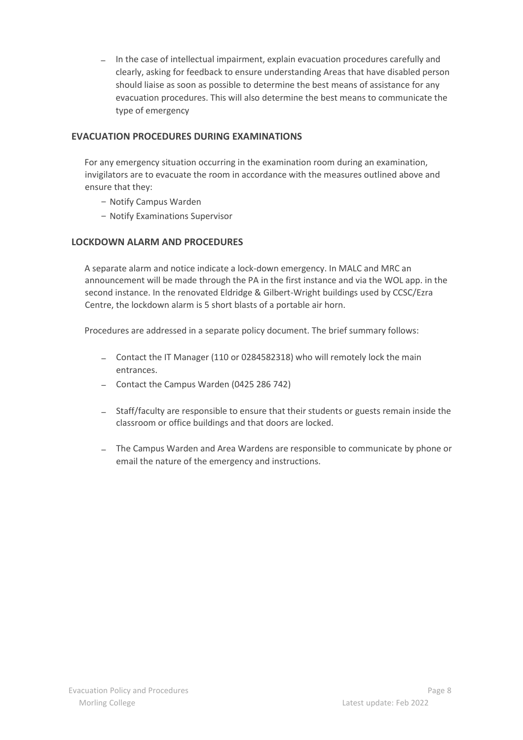- In the case of intellectual impairment, explain evacuation procedures carefully and clearly, asking for feedback to ensure understanding Areas that have disabled person should liaise as soon as possible to determine the best means of assistance for any evacuation procedures. This will also determine the best means to communicate the type of emergency

## EVACUATION PROCEDURES DURING EXAMINATIONS

For any emergency situation occurring in the examination room during an examination, invigilators are to evacuate the room in accordance with the measures outlined above and ensure that they:

- Notify Campus Warden
- Notify Examinations Supervisor

## LOCKDOWN ALARM AND PROCEDURES

A separate alarm and notice indicate a lock-down emergency. In MALC and MRC an announcement will be made through the PA in the first instance and via the WOL app. in the second instance. In the renovated Eldridge & Gilbert-Wright buildings used by CCSC/Ezra Centre, the lockdown alarm is 5 short blasts of a portable air horn.

Procedures are addressed in a separate policy document. The brief summary follows:

- Contact the IT Manager (110 or 0284582318) who will remotely lock the main entrances.
- Contact the Campus Warden (0425 286 742)
- Staff/faculty are responsible to ensure that their students or guests remain inside the classroom or office buildings and that doors are locked.
- The Campus Warden and Area Wardens are responsible to communicate by phone or email the nature of the emergency and instructions.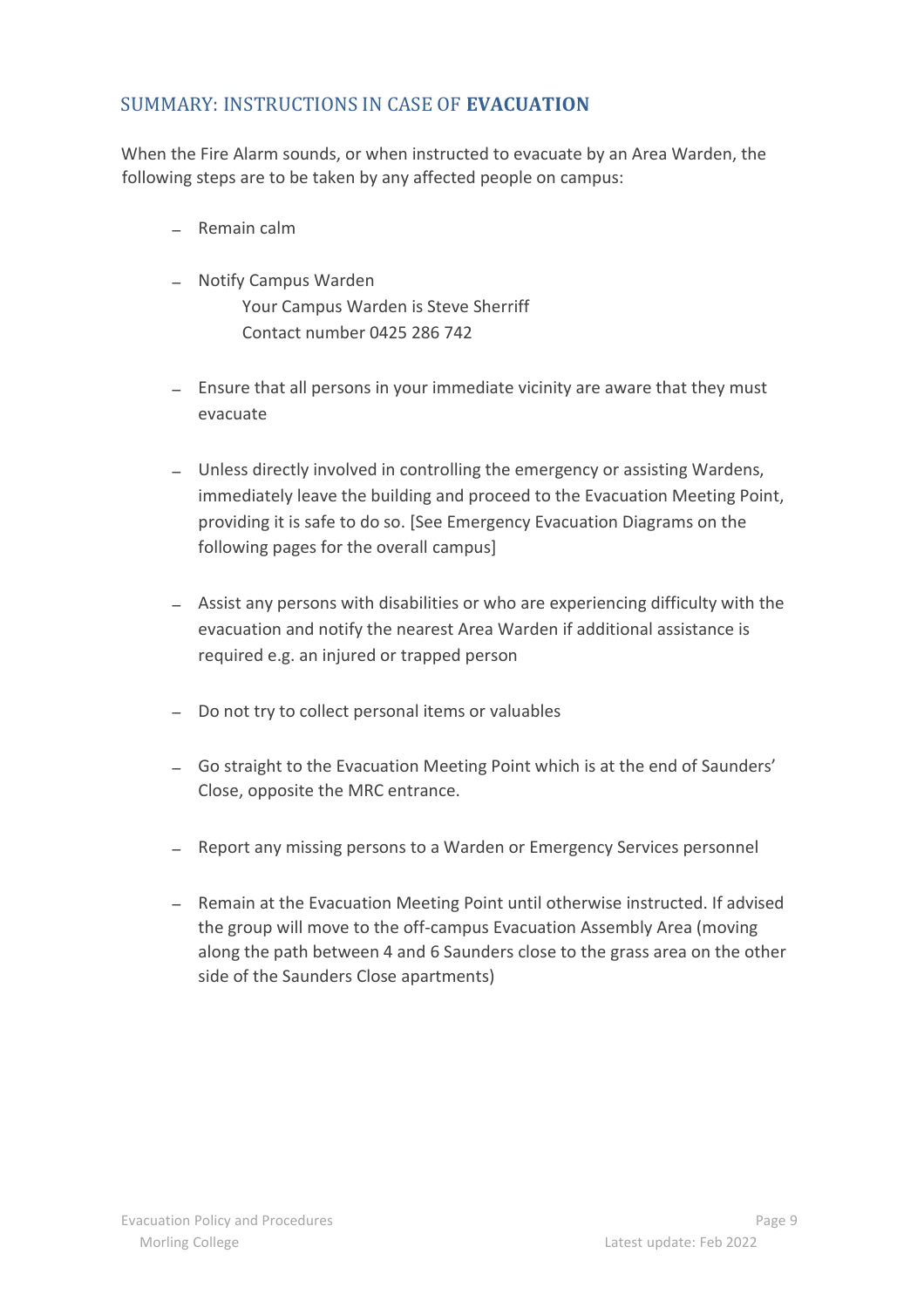## SUMMARY: INSTRUCTIONS IN CASE OF **EVACUATION**

When the Fire Alarm sounds, or when instructed to evacuate by an Area Warden, the following steps are to be taken by any affected people on campus:

- Remain calm
- Notify Campus Warden
  Your Campus Warden is Steve Sherriff
  Contact number 0425 286 742
- Ensure that all persons in your immediate vicinity are aware that they must evacuate
- Unless directly involved in controlling the emergency or assisting Wardens, immediately leave the building and proceed to the Evacuation Meeting Point, providing it is safe to do so. [See Emergency Evacuation Diagrams on the following pages for the overall campus]
- Assist any persons with disabilities or who are experiencing difficulty with the evacuation and notify the nearest Area Warden if additional assistance is required e.g. an injured or trapped person
- Do not try to collect personal items or valuables
- Go straight to the Evacuation Meeting Point which is at the end of Saunders' Close, opposite the MRC entrance.
- Report any missing persons to a Warden or Emergency Services personnel
- Remain at the Evacuation Meeting Point until otherwise instructed. If advised the group will move to the off-campus Evacuation Assembly Area (moving along the path between 4 and 6 Saunders close to the grass area on the other side of the Saunders Close apartments)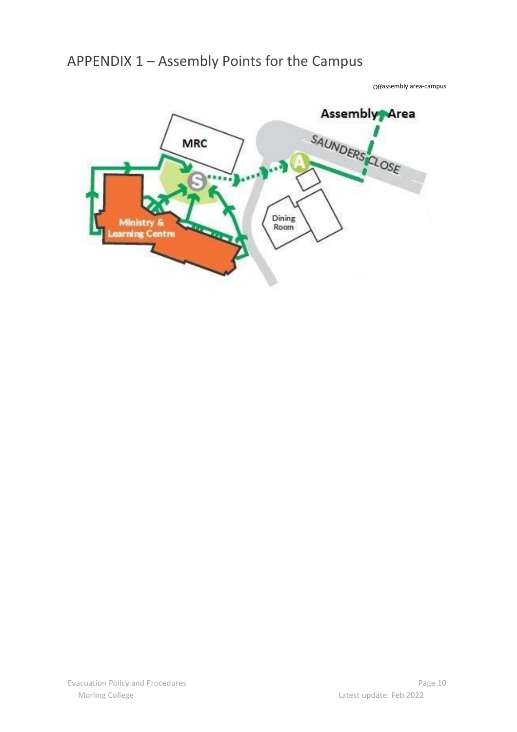# APPENDIX 1 – Assembly Points for the Campus

Offassembly area-campus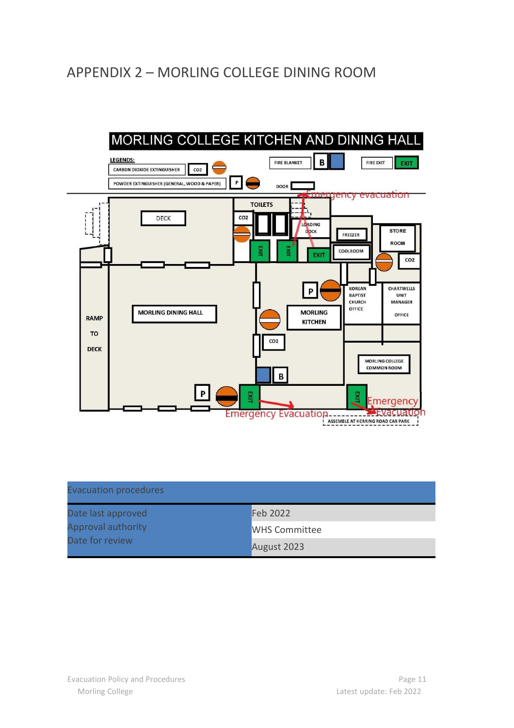# APPENDIX 2 – MORLING COLLEGE DINING ROOM

MORLING COLLEGE KITCHEN AND DINING HALL

LEGENDS:

CARBON DIOXIDE EXTINGUISHER CO2

POWDER EXTINGUISHER (GENERAL, WOOD & PAPER) P

FIRE BLANKET B

FIRE EXIT EXIT

DOOR

Emergency evacuation

TOILETS

CO2

LOADING DOCK

FREEZER

STORE ROOM

COOLROOM

CO2

EXIT

DECK

RAMP TO DECK

MORLING DINING HALL

P

MORLING KITCHEN

KOREAN BAPTIST CHURCH OFFICE

CHARTWELLS UNIT MANAGER OFFICE

CO2

B

MORLING COLLEGE COMMON ROOM

P

EXIT

Emergency Evacuation

Emergency Evacuation

ASSEMBLE AT HERRING ROAD CAR PARK

| Evacuation procedures | |
|---|---|
| Date last approved | Feb 2022 |
| Approval authority | WHS Committee |
| Date for review | August 2023 |